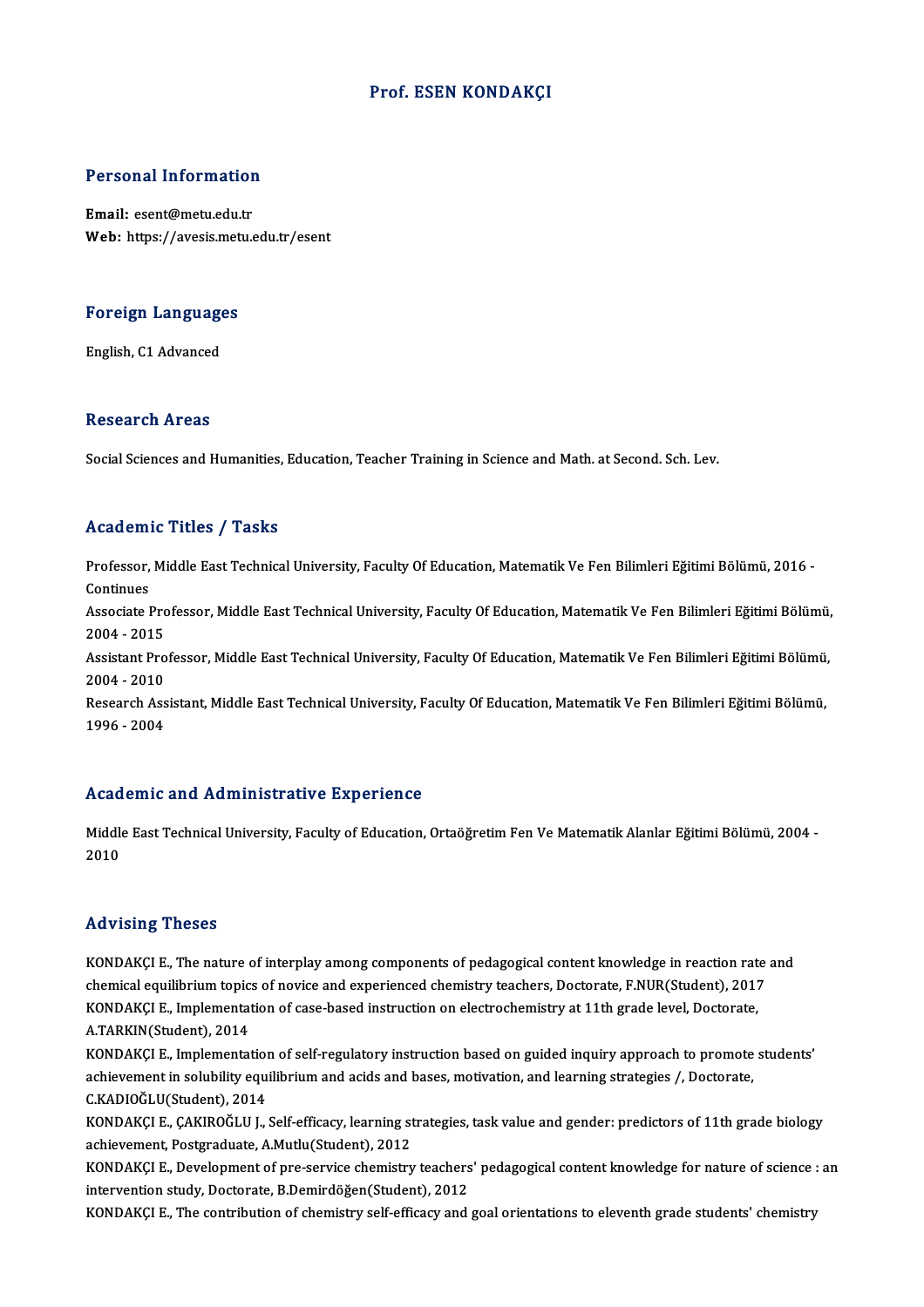# Prof. ESEN KONDAKÇI

## Personal Information

**Email:** esent@metu.edu.tr
**Web:** https://avesis.metu.edu.tr/esent

## Foreign Languages

English, C1 Advanced

## Research Areas

Social Sciences and Humanities, Education, Teacher Training in Science and Math. at Second. Sch. Lev.

## Academic Titles / Tasks

Professor, Middle East Technical University, Faculty Of Education, Matematik Ve Fen Bilimleri Eğitimi Bölümü, 2016 - Continues

Associate Professor, Middle East Technical University, Faculty Of Education, Matematik Ve Fen Bilimleri Eğitimi Bölümü, 2004 - 2015

Assistant Professor, Middle East Technical University, Faculty Of Education, Matematik Ve Fen Bilimleri Eğitimi Bölümü, 2004 - 2010

Research Assistant, Middle East Technical University, Faculty Of Education, Matematik Ve Fen Bilimleri Eğitimi Bölümü, 1996 - 2004

## Academic and Administrative Experience

Middle East Technical University, Faculty of Education, Ortaöğretim Fen Ve Matematik Alanlar Eğitimi Bölümü, 2004 - 2010

## Advising Theses

KONDAKÇI E., The nature of interplay among components of pedagogical content knowledge in reaction rate and chemical equilibrium topics of novice and experienced chemistry teachers, Doctorate, F.NUR(Student), 2017

KONDAKÇI E., Implementation of case-based instruction on electrochemistry at 11th grade level, Doctorate, A.TARKIN(Student), 2014

KONDAKÇI E., Implementation of self-regulatory instruction based on guided inquiry approach to promote students' achievement in solubility equilibrium and acids and bases, motivation, and learning strategies /, Doctorate, C.KADIOĞLU(Student), 2014

KONDAKÇI E., ÇAKIROĞLU J., Self-efficacy, learning strategies, task value and gender: predictors of 11th grade biology achievement, Postgraduate, A.Mutlu(Student), 2012

KONDAKÇI E., Development of pre-service chemistry teachers' pedagogical content knowledge for nature of science : an intervention study, Doctorate, B.Demirdöğen(Student), 2012

KONDAKÇI E., The contribution of chemistry self-efficacy and goal orientations to eleventh grade students' chemistry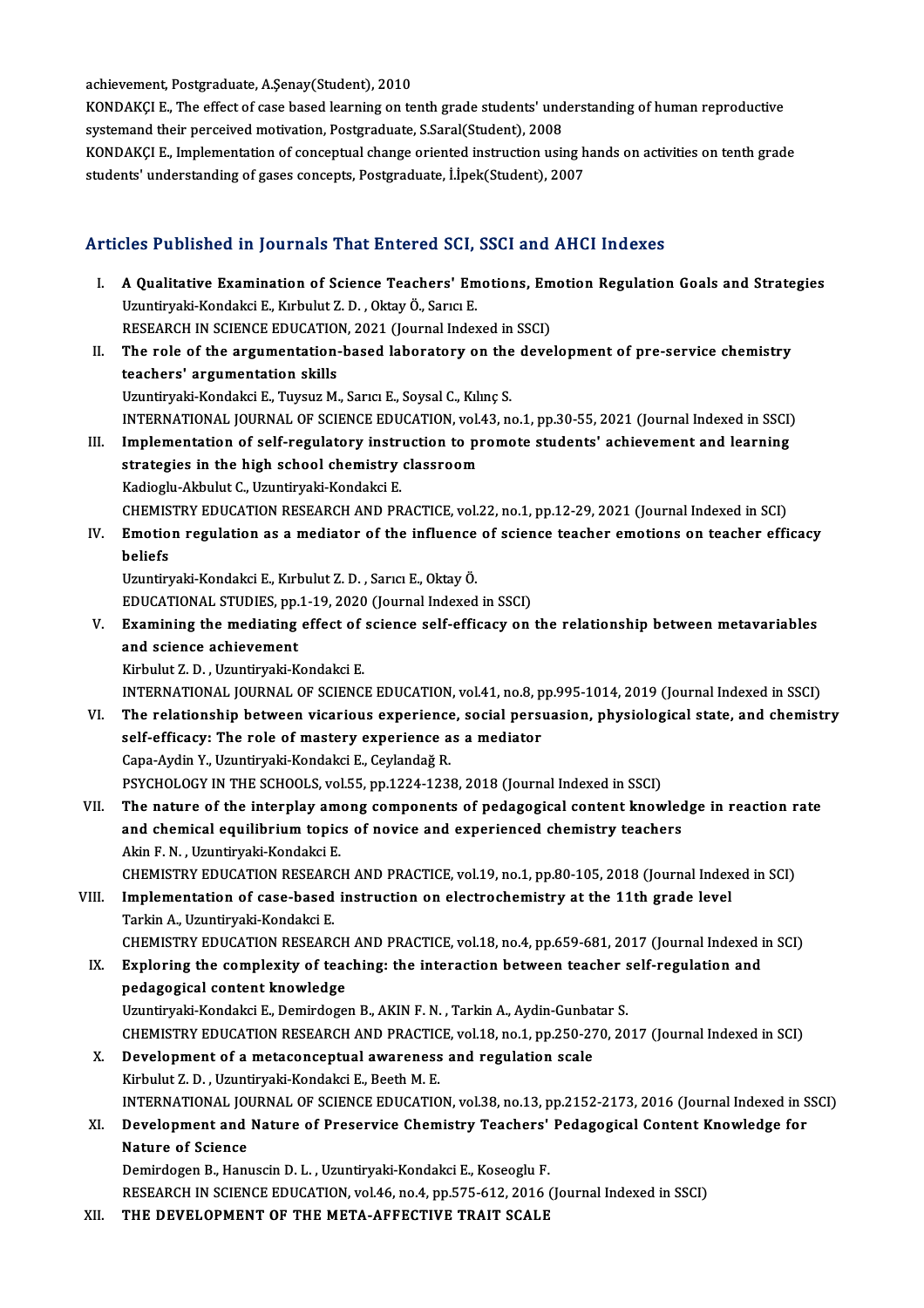achievement, Postgraduate, A.Şenay(Student), 2010

KONDAKÇI E., The effect of case based learning on tenth grade students' understanding of human reproductive systemand their perceived motivation, Postgraduate, S.Saral(Student), 2008

KONDAKÇI E., Implementation of conceptual change oriented instruction using hands on activities on tenth grade students' understanding of gases concepts, Postgraduate, İ.İpek(Student), 2007

## Articles Published in Journals That Entered SCI, SSCI and AHCI Indexes

I. **A Qualitative Examination of Science Teachers' Emotions, Emotion Regulation Goals and Strategies**
Uzuntiryaki-Kondakci E., Kırbulut Z. D. , Oktay Ö., Sarıcı E.
RESEARCH IN SCIENCE EDUCATION, 2021 (Journal Indexed in SSCI)

II. **The role of the argumentation-based laboratory on the development of pre-service chemistry teachers' argumentation skills**
Uzuntiryaki-Kondakci E., Tuysuz M., Sarıcı E., Soysal C., Kılınç S.
INTERNATIONAL JOURNAL OF SCIENCE EDUCATION, vol.43, no.1, pp.30-55, 2021 (Journal Indexed in SSCI)

III. **Implementation of self-regulatory instruction to promote students' achievement and learning strategies in the high school chemistry classroom**
Kadioglu-Akbulut C., Uzuntiryaki-Kondakci E.
CHEMISTRY EDUCATION RESEARCH AND PRACTICE, vol.22, no.1, pp.12-29, 2021 (Journal Indexed in SCI)

IV. **Emotion regulation as a mediator of the influence of science teacher emotions on teacher efficacy beliefs**
Uzuntiryaki-Kondakci E., Kırbulut Z. D. , Sarıcı E., Oktay Ö.
EDUCATIONAL STUDIES, pp.1-19, 2020 (Journal Indexed in SSCI)

V. **Examining the mediating effect of science self-efficacy on the relationship between metavariables and science achievement**
Kirbulut Z. D. , Uzuntiryaki-Kondakci E.
INTERNATIONAL JOURNAL OF SCIENCE EDUCATION, vol.41, no.8, pp.995-1014, 2019 (Journal Indexed in SSCI)

VI. **The relationship between vicarious experience, social persuasion, physiological state, and chemistry self-efficacy: The role of mastery experience as a mediator**
Capa-Aydin Y., Uzuntiryaki-Kondakci E., Ceylandağ R.
PSYCHOLOGY IN THE SCHOOLS, vol.55, pp.1224-1238, 2018 (Journal Indexed in SSCI)

VII. **The nature of the interplay among components of pedagogical content knowledge in reaction rate and chemical equilibrium topics of novice and experienced chemistry teachers**
Akin F. N. , Uzuntiryaki-Kondakci E.
CHEMISTRY EDUCATION RESEARCH AND PRACTICE, vol.19, no.1, pp.80-105, 2018 (Journal Indexed in SCI)

VIII. **Implementation of case-based instruction on electrochemistry at the 11th grade level**
Tarkin A., Uzuntiryaki-Kondakci E.
CHEMISTRY EDUCATION RESEARCH AND PRACTICE, vol.18, no.4, pp.659-681, 2017 (Journal Indexed in SCI)

IX. **Exploring the complexity of teaching: the interaction between teacher self-regulation and pedagogical content knowledge**
Uzuntiryaki-Kondakci E., Demirdogen B., AKIN F. N. , Tarkin A., Aydin-Gunbatar S.
CHEMISTRY EDUCATION RESEARCH AND PRACTICE, vol.18, no.1, pp.250-270, 2017 (Journal Indexed in SCI)

X. **Development of a metaconceptual awareness and regulation scale**
Kirbulut Z. D. , Uzuntiryaki-Kondakci E., Beeth M. E.
INTERNATIONAL JOURNAL OF SCIENCE EDUCATION, vol.38, no.13, pp.2152-2173, 2016 (Journal Indexed in SSCI)

XI. **Development and Nature of Preservice Chemistry Teachers' Pedagogical Content Knowledge for Nature of Science**
Demirdogen B., Hanuscin D. L. , Uzuntiryaki-Kondakci E., Koseoglu F.
RESEARCH IN SCIENCE EDUCATION, vol.46, no.4, pp.575-612, 2016 (Journal Indexed in SSCI)

XII. **THE DEVELOPMENT OF THE META-AFFECTIVE TRAIT SCALE**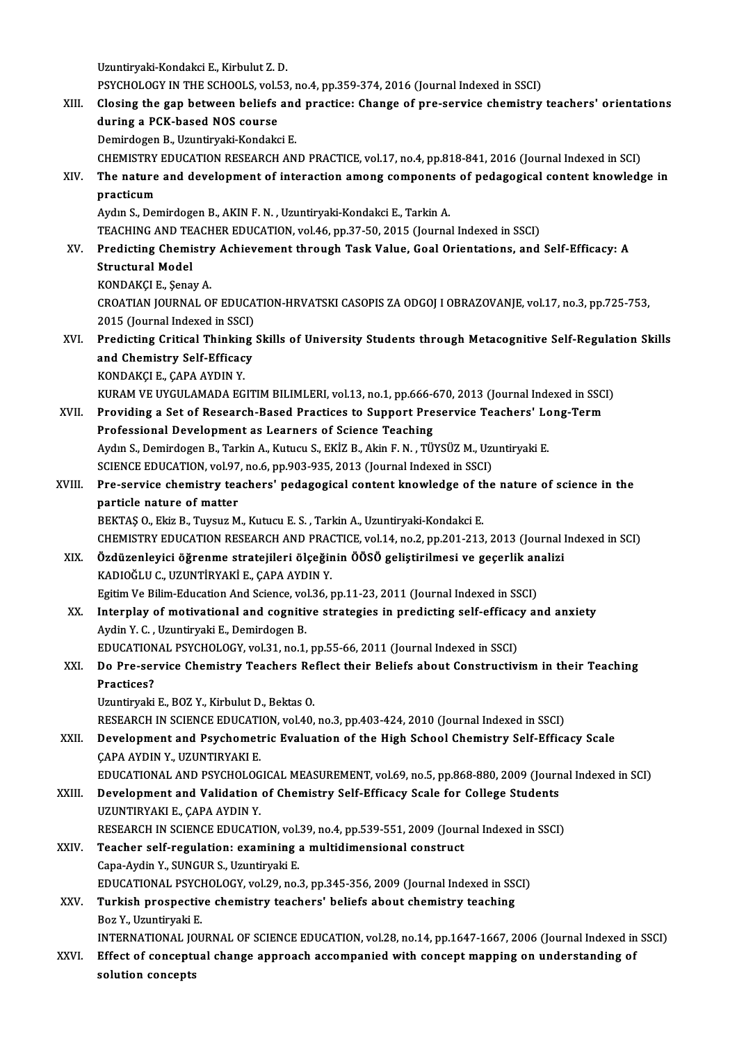Uzuntiryaki-Kondakci E., Kirbulut Z. D.
PSYCHOLOGY IN THE SCHOOLS, vol.53, no.4, pp.359-374, 2016 (Journal Indexed in SSCI)

XIII. **Closing the gap between beliefs and practice: Change of pre-service chemistry teachers' orientations during a PCK-based NOS course**
Demirdogen B., Uzuntiryaki-Kondakci E.
CHEMISTRY EDUCATION RESEARCH AND PRACTICE, vol.17, no.4, pp.818-841, 2016 (Journal Indexed in SCI)

XIV. **The nature and development of interaction among components of pedagogical content knowledge in practicum**
Aydın S., Demirdogen B., AKIN F. N. , Uzuntiryaki-Kondakci E., Tarkin A.
TEACHING AND TEACHER EDUCATION, vol.46, pp.37-50, 2015 (Journal Indexed in SSCI)

XV. **Predicting Chemistry Achievement through Task Value, Goal Orientations, and Self-Efficacy: A Structural Model**
KONDAKÇI E., Şenay A.
CROATIAN JOURNAL OF EDUCATION-HRVATSKI CASOPIS ZA ODGOJ I OBRAZOVANJE, vol.17, no.3, pp.725-753, 2015 (Journal Indexed in SSCI)

XVI. **Predicting Critical Thinking Skills of University Students through Metacognitive Self-Regulation Skills and Chemistry Self-Efficacy**
KONDAKÇI E., ÇAPA AYDIN Y.
KURAM VE UYGULAMADA EGITIM BILIMLERI, vol.13, no.1, pp.666-670, 2013 (Journal Indexed in SSCI)

XVII. **Providing a Set of Research-Based Practices to Support Preservice Teachers' Long-Term Professional Development as Learners of Science Teaching**
Aydın S., Demirdogen B., Tarkin A., Kutucu S., EKİZ B., Akin F. N. , TÜYSÜZ M., Uzuntiryaki E.
SCIENCE EDUCATION, vol.97, no.6, pp.903-935, 2013 (Journal Indexed in SSCI)

XVIII. **Pre-service chemistry teachers' pedagogical content knowledge of the nature of science in the particle nature of matter**
BEKTAŞ O., Ekiz B., Tuysuz M., Kutucu E. S. , Tarkin A., Uzuntiryaki-Kondakci E.
CHEMISTRY EDUCATION RESEARCH AND PRACTICE, vol.14, no.2, pp.201-213, 2013 (Journal Indexed in SCI)

XIX. **Özdüzenleyici öğrenme stratejileri ölçeğinin ÖÖSÖ geliştirilmesi ve geçerlik analizi**
KADIOĞLU C., UZUNTİRYAKİ E., ÇAPA AYDIN Y.
Egitim Ve Bilim-Education And Science, vol.36, pp.11-23, 2011 (Journal Indexed in SSCI)

XX. **Interplay of motivational and cognitive strategies in predicting self-efficacy and anxiety**
Aydin Y. C. , Uzuntiryaki E., Demirdogen B.
EDUCATIONAL PSYCHOLOGY, vol.31, no.1, pp.55-66, 2011 (Journal Indexed in SSCI)

XXI. **Do Pre-service Chemistry Teachers Reflect their Beliefs about Constructivism in their Teaching Practices?**
Uzuntiryaki E., BOZ Y., Kirbulut D., Bektas O.
RESEARCH IN SCIENCE EDUCATION, vol.40, no.3, pp.403-424, 2010 (Journal Indexed in SSCI)

XXII. **Development and Psychometric Evaluation of the High School Chemistry Self-Efficacy Scale**
ÇAPA AYDIN Y., UZUNTIRYAKI E.
EDUCATIONAL AND PSYCHOLOGICAL MEASUREMENT, vol.69, no.5, pp.868-880, 2009 (Journal Indexed in SCI)

XXIII. **Development and Validation of Chemistry Self-Efficacy Scale for College Students**
UZUNTIRYAKI E., ÇAPA AYDIN Y.
RESEARCH IN SCIENCE EDUCATION, vol.39, no.4, pp.539-551, 2009 (Journal Indexed in SSCI)

XXIV. **Teacher self-regulation: examining a multidimensional construct**
Capa-Aydin Y., SUNGUR S., Uzuntiryaki E.
EDUCATIONAL PSYCHOLOGY, vol.29, no.3, pp.345-356, 2009 (Journal Indexed in SSCI)

XXV. **Turkish prospective chemistry teachers' beliefs about chemistry teaching**
Boz Y., Uzuntiryaki E.
INTERNATIONAL JOURNAL OF SCIENCE EDUCATION, vol.28, no.14, pp.1647-1667, 2006 (Journal Indexed in SSCI)

XXVI. **Effect of conceptual change approach accompanied with concept mapping on understanding of solution concepts**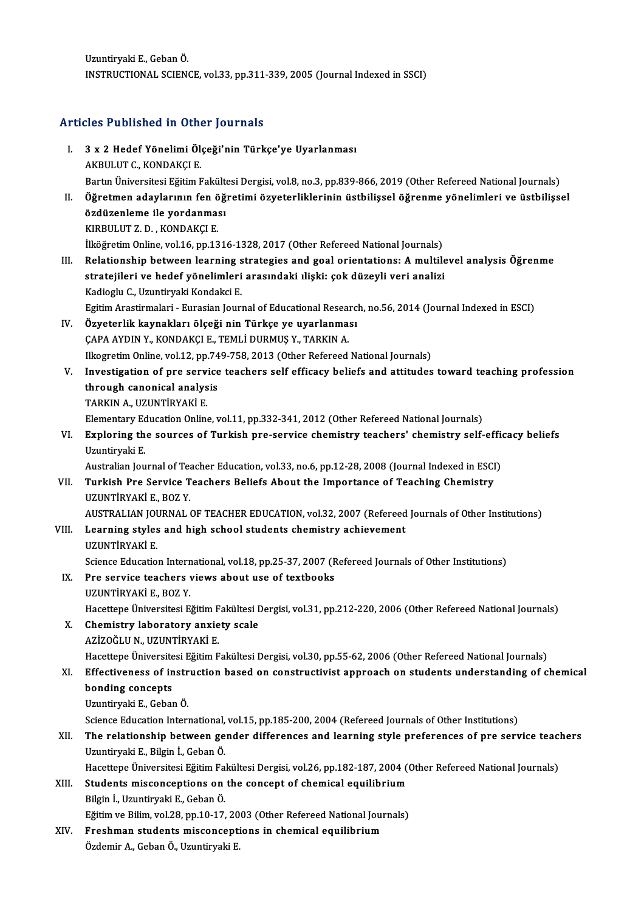Uzuntiryaki E., Geban Ö.
INSTRUCTIONAL SCIENCE, vol.33, pp.311-339, 2005 (Journal Indexed in SSCI)

## Articles Published in Other Journals

I. **3 x 2 Hedef Yönelimi Ölçeği'nin Türkçe'ye Uyarlanması**
AKBULUT C., KONDAKÇI E.
Bartın Üniversitesi Eğitim Fakültesi Dergisi, vol.8, no.3, pp.839-866, 2019 (Other Refereed National Journals)

II. **Öğretmen adaylarının fen öğretimi özyeterliklerinin üstbilişsel öğrenme yönelimleri ve üstbilişsel özdüzenleme ile yordanması**
KIRBULUT Z. D. , KONDAKÇI E.
İlköğretim Online, vol.16, pp.1316-1328, 2017 (Other Refereed National Journals)

III. **Relationship between learning strategies and goal orientations: A multilevel analysis Öğrenme stratejileri ve hedef yönelimleri arasındaki ılişki: çok düzeyli veri analizi**
Kadioglu C., Uzuntiryaki Kondakci E.
Egitim Arastirmalari - Eurasian Journal of Educational Research, no.56, 2014 (Journal Indexed in ESCI)

IV. **Özyeterlik kaynakları ölçeği nin Türkçe ye uyarlanması**
ÇAPA AYDIN Y., KONDAKÇI E., TEMLİ DURMUŞ Y., TARKIN A.
Ilkogretim Online, vol.12, pp.749-758, 2013 (Other Refereed National Journals)

V. **Investigation of pre service teachers self efficacy beliefs and attitudes toward teaching profession through canonical analysis**
TARKIN A., UZUNTİRYAKİ E.
Elementary Education Online, vol.11, pp.332-341, 2012 (Other Refereed National Journals)

VI. **Exploring the sources of Turkish pre-service chemistry teachers' chemistry self-efficacy beliefs**
Uzuntiryaki E.
Australian Journal of Teacher Education, vol.33, no.6, pp.12-28, 2008 (Journal Indexed in ESCI)

VII. **Turkish Pre Service Teachers Beliefs About the Importance of Teaching Chemistry**
UZUNTİRYAKİ E., BOZ Y.
AUSTRALIAN JOURNAL OF TEACHER EDUCATION, vol.32, 2007 (Refereed Journals of Other Institutions)

VIII. **Learning styles and high school students chemistry achievement**
UZUNTİRYAKİ E.
Science Education International, vol.18, pp.25-37, 2007 (Refereed Journals of Other Institutions)

IX. **Pre service teachers views about use of textbooks**
UZUNTİRYAKİ E., BOZ Y.
Hacettepe Üniversitesi Eğitim Fakültesi Dergisi, vol.31, pp.212-220, 2006 (Other Refereed National Journals)

X. **Chemistry laboratory anxiety scale**
AZİZOĞLU N., UZUNTİRYAKİ E.
Hacettepe Üniversitesi Eğitim Fakültesi Dergisi, vol.30, pp.55-62, 2006 (Other Refereed National Journals)

XI. **Effectiveness of instruction based on constructivist approach on students understanding of chemical bonding concepts**
Uzuntiryaki E., Geban Ö.
Science Education International, vol.15, pp.185-200, 2004 (Refereed Journals of Other Institutions)

XII. **The relationship between gender differences and learning style preferences of pre service teachers**
Uzuntiryaki E., Bilgin İ., Geban Ö.
Hacettepe Üniversitesi Eğitim Fakültesi Dergisi, vol.26, pp.182-187, 2004 (Other Refereed National Journals)

XIII. **Students misconceptions on the concept of chemical equilibrium**
Bilgin İ., Uzuntiryaki E., Geban Ö.
Eğitim ve Bilim, vol.28, pp.10-17, 2003 (Other Refereed National Journals)

XIV. **Freshman students misconceptions in chemical equilibrium**
Özdemir A., Geban Ö., Uzuntiryaki E.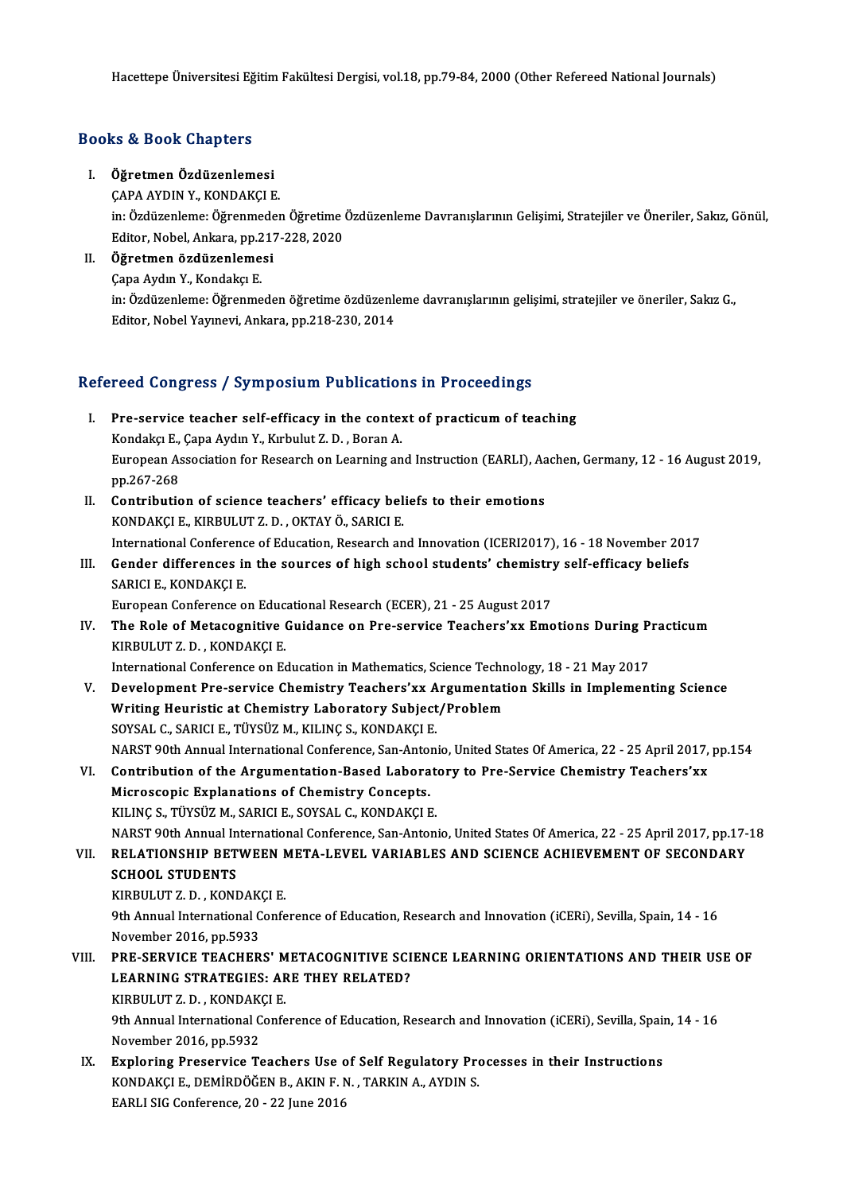Hacettepe Üniversitesi Eğitim Fakültesi Dergisi, vol.18, pp.79-84, 2000 (Other Refereed National Journals)

## Books & Book Chapters

I. **Öğretmen Özdüzenlemesi**
ÇAPA AYDIN Y., KONDAKÇI E.
in: Özdüzenleme: Öğrenmeden Öğretime Özdüzenleme Davranışlarının Gelişimi, Stratejiler ve Öneriler, Sakız, Gönül, Editor, Nobel, Ankara, pp.217-228, 2020

II. **Öğretmen özdüzenlemesi**
Çapa Aydın Y., Kondakçı E.
in: Özdüzenleme: Öğrenmeden öğretime özdüzenleme davranışlarının gelişimi, stratejiler ve öneriler, Sakız G., Editor, Nobel Yayınevi, Ankara, pp.218-230, 2014

## Refereed Congress / Symposium Publications in Proceedings

I. **Pre-service teacher self-efficacy in the context of practicum of teaching**
Kondakçı E., Çapa Aydın Y., Kırbulut Z. D. , Boran A.
European Association for Research on Learning and Instruction (EARLI), Aachen, Germany, 12 - 16 August 2019, pp.267-268

II. **Contribution of science teachers' efficacy beliefs to their emotions**
KONDAKÇI E., KIRBULUT Z. D. , OKTAY Ö., SARICI E.
International Conference of Education, Research and Innovation (ICERI2017), 16 - 18 November 2017

III. **Gender differences in the sources of high school students' chemistry self-efficacy beliefs**
SARICI E., KONDAKÇI E.
European Conference on Educational Research (ECER), 21 - 25 August 2017

IV. **The Role of Metacognitive Guidance on Pre-service Teachers'xx Emotions During Practicum**
KIRBULUT Z. D. , KONDAKÇI E.
International Conference on Education in Mathematics, Science Technology, 18 - 21 May 2017

V. **Development Pre-service Chemistry Teachers'xx Argumentation Skills in Implementing Science Writing Heuristic at Chemistry Laboratory Subject/Problem**
SOYSAL C., SARICI E., TÜYSÜZ M., KILINÇ S., KONDAKÇI E.
NARST 90th Annual International Conference, San-Antonio, United States Of America, 22 - 25 April 2017, pp.154

VI. **Contribution of the Argumentation-Based Laboratory to Pre-Service Chemistry Teachers'xx Microscopic Explanations of Chemistry Concepts.**
KILINÇ S., TÜYSÜZ M., SARICI E., SOYSAL C., KONDAKÇI E.
NARST 90th Annual International Conference, San-Antonio, United States Of America, 22 - 25 April 2017, pp.17-18

VII. **RELATIONSHIP BETWEEN META-LEVEL VARIABLES AND SCIENCE ACHIEVEMENT OF SECONDARY SCHOOL STUDENTS**
KIRBULUT Z. D. , KONDAKÇI E.
9th Annual International Conference of Education, Research and Innovation (iCERi), Sevilla, Spain, 14 - 16 November 2016, pp.5933

VIII. **PRE-SERVICE TEACHERS' METACOGNITIVE SCIENCE LEARNING ORIENTATIONS AND THEIR USE OF LEARNING STRATEGIES: ARE THEY RELATED?**
KIRBULUT Z. D. , KONDAKÇI E.
9th Annual International Conference of Education, Research and Innovation (iCERi), Sevilla, Spain, 14 - 16 November 2016, pp.5932

IX. **Exploring Preservice Teachers Use of Self Regulatory Processes in their Instructions**
KONDAKÇI E., DEMİRDÖĞEN B., AKIN F. N. , TARKIN A., AYDIN S.
EARLI SIG Conference, 20 - 22 June 2016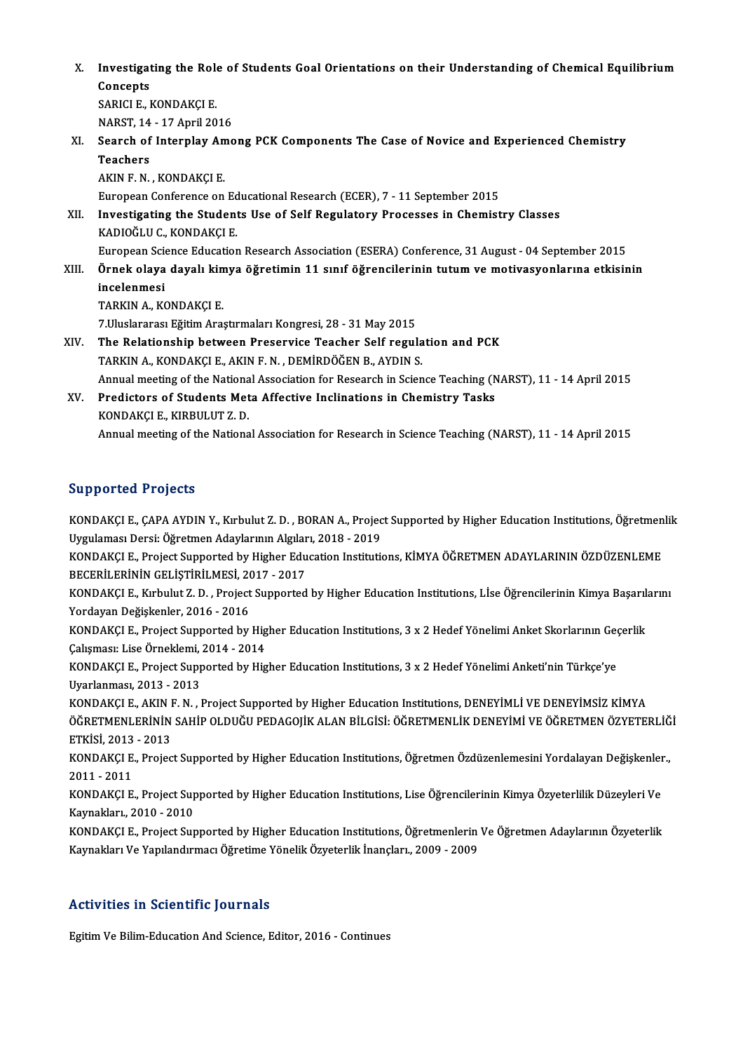X. **Investigating the Role of Students Goal Orientations on their Understanding of Chemical Equilibrium Concepts**
SARICI E., KONDAKÇI E.
NARST, 14 - 17 April 2016

XI. **Search of Interplay Among PCK Components The Case of Novice and Experienced Chemistry Teachers**
AKIN F. N. , KONDAKÇI E.
European Conference on Educational Research (ECER), 7 - 11 September 2015

XII. **Investigating the Students Use of Self Regulatory Processes in Chemistry Classes**
KADIOĞLU C., KONDAKÇI E.
European Science Education Research Association (ESERA) Conference, 31 August - 04 September 2015

XIII. **Örnek olaya dayalı kimya öğretimin 11 sınıf öğrencilerinin tutum ve motivasyonlarına etkisinin incelenmesi**
TARKIN A., KONDAKÇI E.
7.Uluslararası Eğitim Araştırmaları Kongresi, 28 - 31 May 2015

XIV. **The Relationship between Preservice Teacher Self regulation and PCK**
TARKIN A., KONDAKÇI E., AKIN F. N. , DEMİRDÖĞEN B., AYDIN S.
Annual meeting of the National Association for Research in Science Teaching (NARST), 11 - 14 April 2015

XV. **Predictors of Students Meta Affective Inclinations in Chemistry Tasks**
KONDAKÇI E., KIRBULUT Z. D.
Annual meeting of the National Association for Research in Science Teaching (NARST), 11 - 14 April 2015

## Supported Projects

KONDAKÇI E., ÇAPA AYDIN Y., Kırbulut Z. D. , BORAN A., Project Supported by Higher Education Institutions, Öğretmenlik Uygulaması Dersi: Öğretmen Adaylarının Algıları, 2018 - 2019

KONDAKÇI E., Project Supported by Higher Education Institutions, KİMYA ÖĞRETMEN ADAYLARININ ÖZDÜZENLEME BECERİLERİNİN GELİŞTİRİLMESİ, 2017 - 2017

KONDAKÇI E., Kırbulut Z. D. , Project Supported by Higher Education Institutions, Lİse Öğrencilerinin Kimya Başarılarını Yordayan Değişkenler, 2016 - 2016

KONDAKÇI E., Project Supported by Higher Education Institutions, 3 x 2 Hedef Yönelimi Anket Skorlarının Geçerlik Çalışması: Lise Örneklemi, 2014 - 2014

KONDAKÇI E., Project Supported by Higher Education Institutions, 3 x 2 Hedef Yönelimi Anketi'nin Türkçe'ye Uyarlanması, 2013 - 2013

KONDAKÇI E., AKIN F. N. , Project Supported by Higher Education Institutions, DENEYİMLİ VE DENEYİMSİZ KİMYA ÖĞRETMENLERİNİN SAHİP OLDUĞU PEDAGOJİK ALAN BİLGİSİ: ÖĞRETMENLİK DENEYİMİ VE ÖĞRETMEN ÖZYETERLİĞİ ETKİSİ, 2013 - 2013

KONDAKÇI E., Project Supported by Higher Education Institutions, Öğretmen Özdüzenlemesini Yordalayan Değişkenler., 2011 - 2011

KONDAKÇI E., Project Supported by Higher Education Institutions, Lise Öğrencilerinin Kimya Özyeterlilik Düzeyleri Ve Kaynakları., 2010 - 2010

KONDAKÇI E., Project Supported by Higher Education Institutions, Öğretmenlerin Ve Öğretmen Adaylarının Özyeterlik Kaynakları Ve Yapılandırmacı Öğretime Yönelik Özyeterlik İnançları., 2009 - 2009

## Activities in Scientific Journals

Egitim Ve Bilim-Education And Science, Editor, 2016 - Continues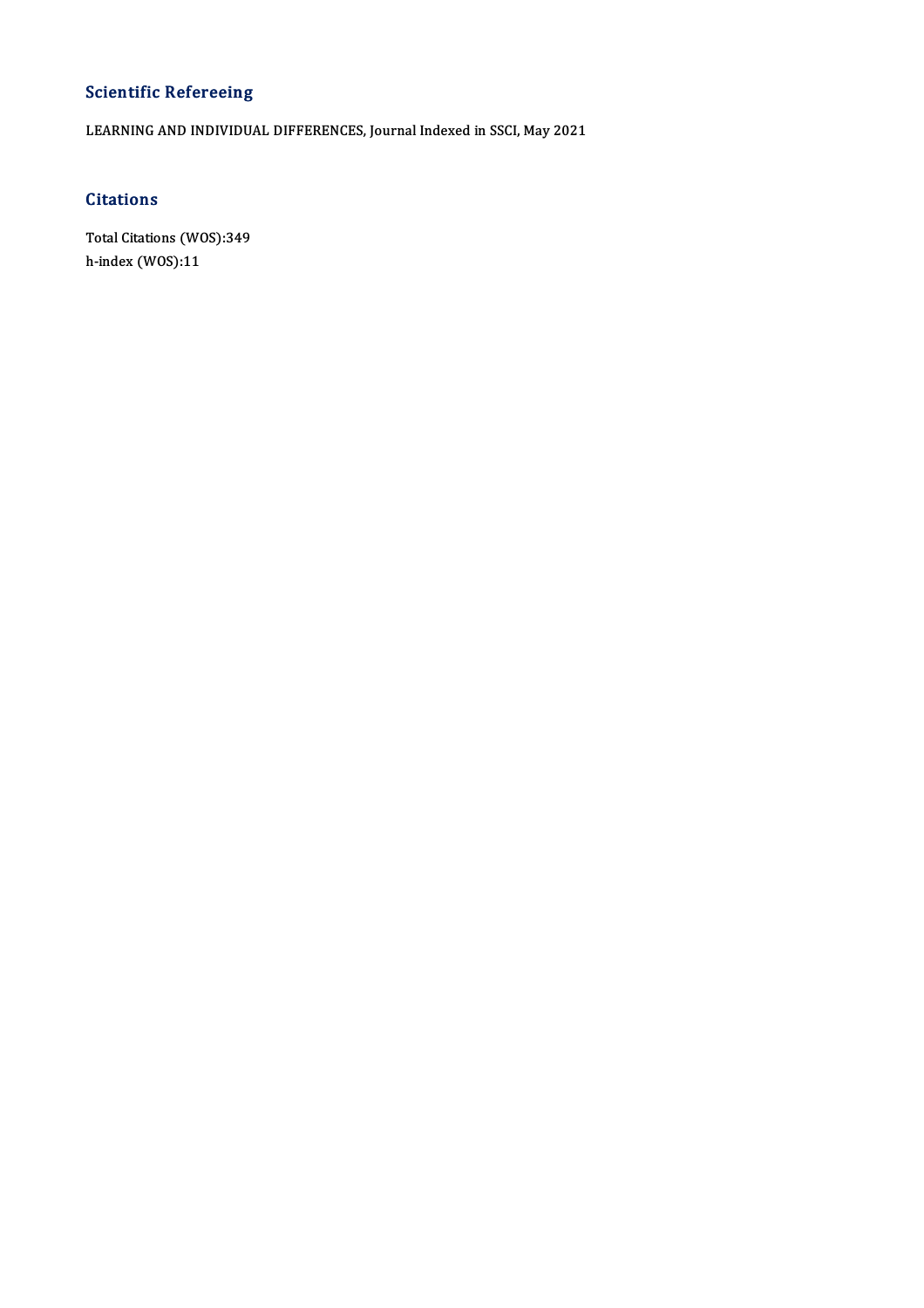## Scientific Refereeing

LEARNING AND INDIVIDUAL DIFFERENCES, Journal Indexed in SSCI, May 2021

## Citations

Total Citations (WOS):349

h-index (WOS):11